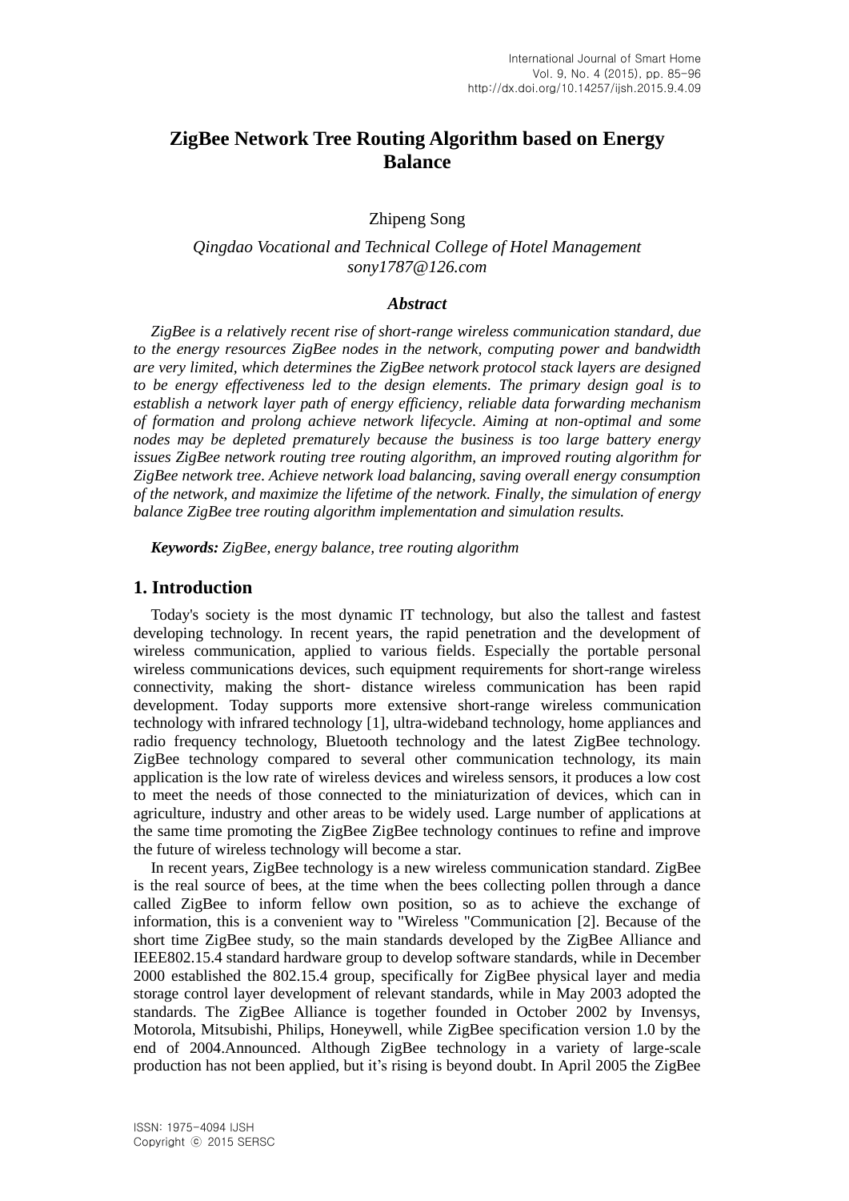# ZigBee Network Tree Routing Algorithm based on Energy Balance

Zhipeng Song

*Qingdao Vocational and Technical College of Hotel Management*
*sony1787@126.com*

### *Abstract*

*ZigBee is a relatively recent rise of short-range wireless communication standard, due to the energy resources ZigBee nodes in the network, computing power and bandwidth are very limited, which determines the ZigBee network protocol stack layers are designed to be energy effectiveness led to the design elements. The primary design goal is to establish a network layer path of energy efficiency, reliable data forwarding mechanism of formation and prolong achieve network lifecycle. Aiming at non-optimal and some nodes may be depleted prematurely because the business is too large battery energy issues ZigBee network routing tree routing algorithm, an improved routing algorithm for ZigBee network tree. Achieve network load balancing, saving overall energy consumption of the network, and maximize the lifetime of the network. Finally, the simulation of energy balance ZigBee tree routing algorithm implementation and simulation results.*

***Keywords:*** *ZigBee, energy balance, tree routing algorithm*

## 1. Introduction

Today's society is the most dynamic IT technology, but also the tallest and fastest developing technology. In recent years, the rapid penetration and the development of wireless communication, applied to various fields. Especially the portable personal wireless communications devices, such equipment requirements for short-range wireless connectivity, making the short- distance wireless communication has been rapid development. Today supports more extensive short-range wireless communication technology with infrared technology [1], ultra-wideband technology, home appliances and radio frequency technology, Bluetooth technology and the latest ZigBee technology. ZigBee technology compared to several other communication technology, its main application is the low rate of wireless devices and wireless sensors, it produces a low cost to meet the needs of those connected to the miniaturization of devices, which can in agriculture, industry and other areas to be widely used. Large number of applications at the same time promoting the ZigBee ZigBee technology continues to refine and improve the future of wireless technology will become a star.

In recent years, ZigBee technology is a new wireless communication standard. ZigBee is the real source of bees, at the time when the bees collecting pollen through a dance called ZigBee to inform fellow own position, so as to achieve the exchange of information, this is a convenient way to "Wireless "Communication [2]. Because of the short time ZigBee study, so the main standards developed by the ZigBee Alliance and IEEE802.15.4 standard hardware group to develop software standards, while in December 2000 established the 802.15.4 group, specifically for ZigBee physical layer and media storage control layer development of relevant standards, while in May 2003 adopted the standards. The ZigBee Alliance is together founded in October 2002 by Invensys, Motorola, Mitsubishi, Philips, Honeywell, while ZigBee specification version 1.0 by the end of 2004.Announced. Although ZigBee technology in a variety of large-scale production has not been applied, but it's rising is beyond doubt. In April 2005 the ZigBee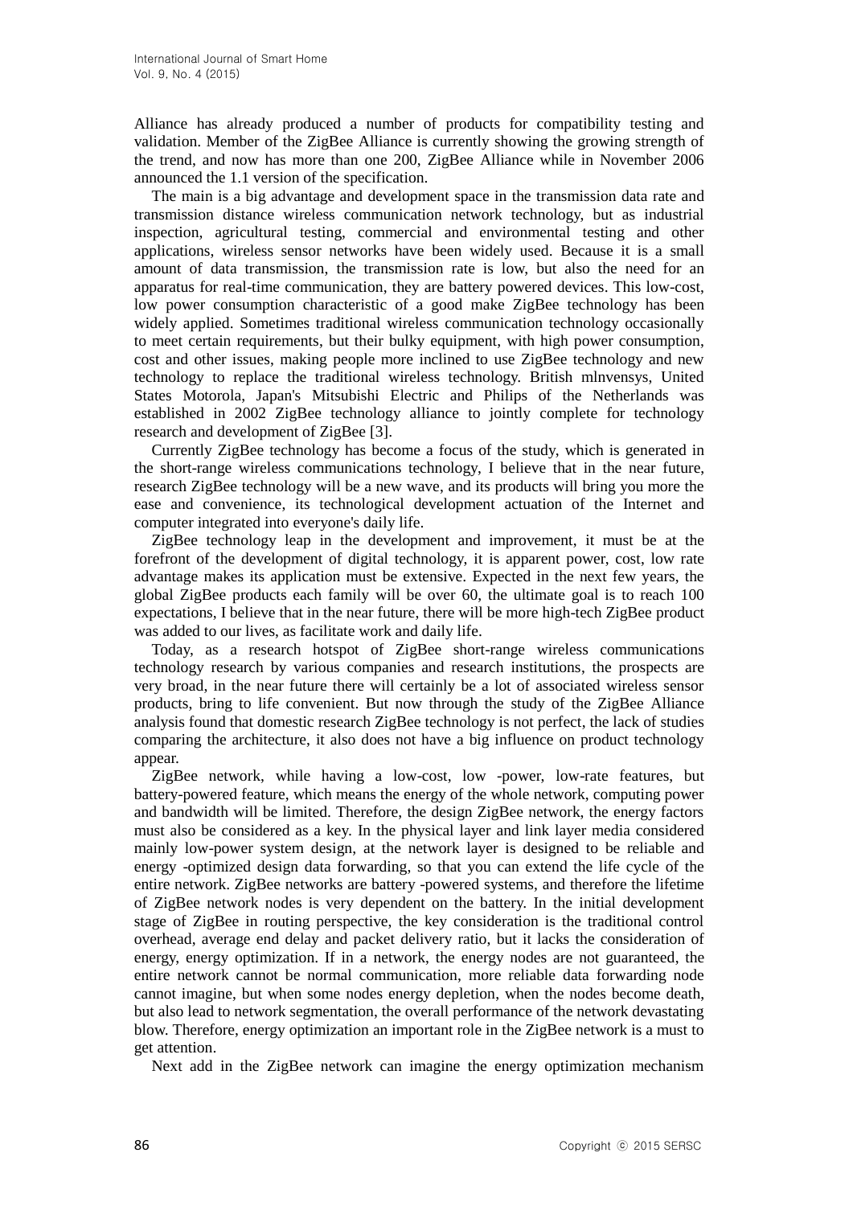Alliance has already produced a number of products for compatibility testing and validation. Member of the ZigBee Alliance is currently showing the growing strength of the trend, and now has more than one 200, ZigBee Alliance while in November 2006 announced the 1.1 version of the specification.

The main is a big advantage and development space in the transmission data rate and transmission distance wireless communication network technology, but as industrial inspection, agricultural testing, commercial and environmental testing and other applications, wireless sensor networks have been widely used. Because it is a small amount of data transmission, the transmission rate is low, but also the need for an apparatus for real-time communication, they are battery powered devices. This low-cost, low power consumption characteristic of a good make ZigBee technology has been widely applied. Sometimes traditional wireless communication technology occasionally to meet certain requirements, but their bulky equipment, with high power consumption, cost and other issues, making people more inclined to use ZigBee technology and new technology to replace the traditional wireless technology. British mlnvensys, United States Motorola, Japan's Mitsubishi Electric and Philips of the Netherlands was established in 2002 ZigBee technology alliance to jointly complete for technology research and development of ZigBee [3].

Currently ZigBee technology has become a focus of the study, which is generated in the short-range wireless communications technology, I believe that in the near future, research ZigBee technology will be a new wave, and its products will bring you more the ease and convenience, its technological development actuation of the Internet and computer integrated into everyone's daily life.

ZigBee technology leap in the development and improvement, it must be at the forefront of the development of digital technology, it is apparent power, cost, low rate advantage makes its application must be extensive. Expected in the next few years, the global ZigBee products each family will be over 60, the ultimate goal is to reach 100 expectations, I believe that in the near future, there will be more high-tech ZigBee product was added to our lives, as facilitate work and daily life.

Today, as a research hotspot of ZigBee short-range wireless communications technology research by various companies and research institutions, the prospects are very broad, in the near future there will certainly be a lot of associated wireless sensor products, bring to life convenient. But now through the study of the ZigBee Alliance analysis found that domestic research ZigBee technology is not perfect, the lack of studies comparing the architecture, it also does not have a big influence on product technology appear.

ZigBee network, while having a low-cost, low -power, low-rate features, but battery-powered feature, which means the energy of the whole network, computing power and bandwidth will be limited. Therefore, the design ZigBee network, the energy factors must also be considered as a key. In the physical layer and link layer media considered mainly low-power system design, at the network layer is designed to be reliable and energy -optimized design data forwarding, so that you can extend the life cycle of the entire network. ZigBee networks are battery -powered systems, and therefore the lifetime of ZigBee network nodes is very dependent on the battery. In the initial development stage of ZigBee in routing perspective, the key consideration is the traditional control overhead, average end delay and packet delivery ratio, but it lacks the consideration of energy, energy optimization. If in a network, the energy nodes are not guaranteed, the entire network cannot be normal communication, more reliable data forwarding node cannot imagine, but when some nodes energy depletion, when the nodes become death, but also lead to network segmentation, the overall performance of the network devastating blow. Therefore, energy optimization an important role in the ZigBee network is a must to get attention.

Next add in the ZigBee network can imagine the energy optimization mechanism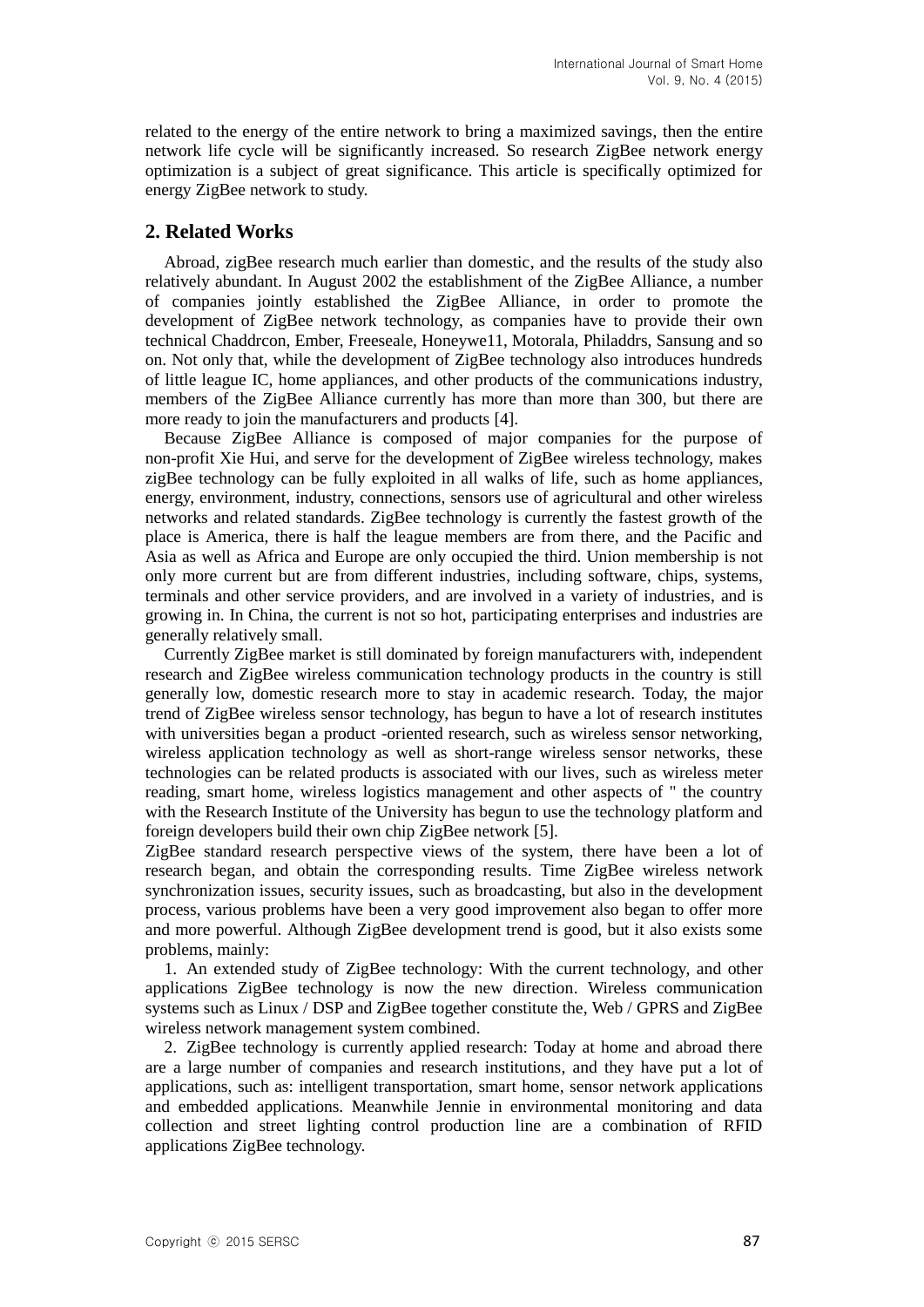related to the energy of the entire network to bring a maximized savings, then the entire network life cycle will be significantly increased. So research ZigBee network energy optimization is a subject of great significance. This article is specifically optimized for energy ZigBee network to study.

## 2. Related Works

Abroad, zigBee research much earlier than domestic, and the results of the study also relatively abundant. In August 2002 the establishment of the ZigBee Alliance, a number of companies jointly established the ZigBee Alliance, in order to promote the development of ZigBee network technology, as companies have to provide their own technical Chaddrcon, Ember, Freeseale, Honeywe11, Motorala, Philaddrs, Sansung and so on. Not only that, while the development of ZigBee technology also introduces hundreds of little league IC, home appliances, and other products of the communications industry, members of the ZigBee Alliance currently has more than more than 300, but there are more ready to join the manufacturers and products [4].

Because ZigBee Alliance is composed of major companies for the purpose of non-profit Xie Hui, and serve for the development of ZigBee wireless technology, makes zigBee technology can be fully exploited in all walks of life, such as home appliances, energy, environment, industry, connections, sensors use of agricultural and other wireless networks and related standards. ZigBee technology is currently the fastest growth of the place is America, there is half the league members are from there, and the Pacific and Asia as well as Africa and Europe are only occupied the third. Union membership is not only more current but are from different industries, including software, chips, systems, terminals and other service providers, and are involved in a variety of industries, and is growing in. In China, the current is not so hot, participating enterprises and industries are generally relatively small.

Currently ZigBee market is still dominated by foreign manufacturers with, independent research and ZigBee wireless communication technology products in the country is still generally low, domestic research more to stay in academic research. Today, the major trend of ZigBee wireless sensor technology, has begun to have a lot of research institutes with universities began a product -oriented research, such as wireless sensor networking, wireless application technology as well as short-range wireless sensor networks, these technologies can be related products is associated with our lives, such as wireless meter reading, smart home, wireless logistics management and other aspects of " the country with the Research Institute of the University has begun to use the technology platform and foreign developers build their own chip ZigBee network [5].

ZigBee standard research perspective views of the system, there have been a lot of research began, and obtain the corresponding results. Time ZigBee wireless network synchronization issues, security issues, such as broadcasting, but also in the development process, various problems have been a very good improvement also began to offer more and more powerful. Although ZigBee development trend is good, but it also exists some problems, mainly:

1. An extended study of ZigBee technology: With the current technology, and other applications ZigBee technology is now the new direction. Wireless communication systems such as Linux / DSP and ZigBee together constitute the, Web / GPRS and ZigBee wireless network management system combined.

2. ZigBee technology is currently applied research: Today at home and abroad there are a large number of companies and research institutions, and they have put a lot of applications, such as: intelligent transportation, smart home, sensor network applications and embedded applications. Meanwhile Jennie in environmental monitoring and data collection and street lighting control production line are a combination of RFID applications ZigBee technology.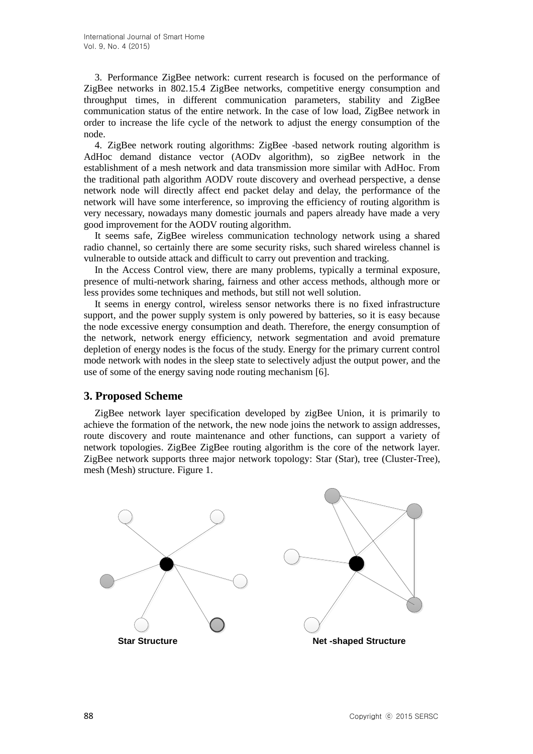3. Performance ZigBee network: current research is focused on the performance of ZigBee networks in 802.15.4 ZigBee networks, competitive energy consumption and throughput times, in different communication parameters, stability and ZigBee communication status of the entire network. In the case of low load, ZigBee network in order to increase the life cycle of the network to adjust the energy consumption of the node.

4. ZigBee network routing algorithms: ZigBee -based network routing algorithm is AdHoc demand distance vector (AODv algorithm), so zigBee network in the establishment of a mesh network and data transmission more similar with AdHoc. From the traditional path algorithm AODV route discovery and overhead perspective, a dense network node will directly affect end packet delay and delay, the performance of the network will have some interference, so improving the efficiency of routing algorithm is very necessary, nowadays many domestic journals and papers already have made a very good improvement for the AODV routing algorithm.

It seems safe, ZigBee wireless communication technology network using a shared radio channel, so certainly there are some security risks, such shared wireless channel is vulnerable to outside attack and difficult to carry out prevention and tracking.

In the Access Control view, there are many problems, typically a terminal exposure, presence of multi-network sharing, fairness and other access methods, although more or less provides some techniques and methods, but still not well solution.

It seems in energy control, wireless sensor networks there is no fixed infrastructure support, and the power supply system is only powered by batteries, so it is easy because the node excessive energy consumption and death. Therefore, the energy consumption of the network, network energy efficiency, network segmentation and avoid premature depletion of energy nodes is the focus of the study. Energy for the primary current control mode network with nodes in the sleep state to selectively adjust the output power, and the use of some of the energy saving node routing mechanism [6].

## 3. Proposed Scheme

ZigBee network layer specification developed by zigBee Union, it is primarily to achieve the formation of the network, the new node joins the network to assign addresses, route discovery and route maintenance and other functions, can support a variety of network topologies. ZigBee ZigBee routing algorithm is the core of the network layer. ZigBee network supports three major network topology: Star (Star), tree (Cluster-Tree), mesh (Mesh) structure. Figure 1.

**Star Structure** **Net -shaped Structure**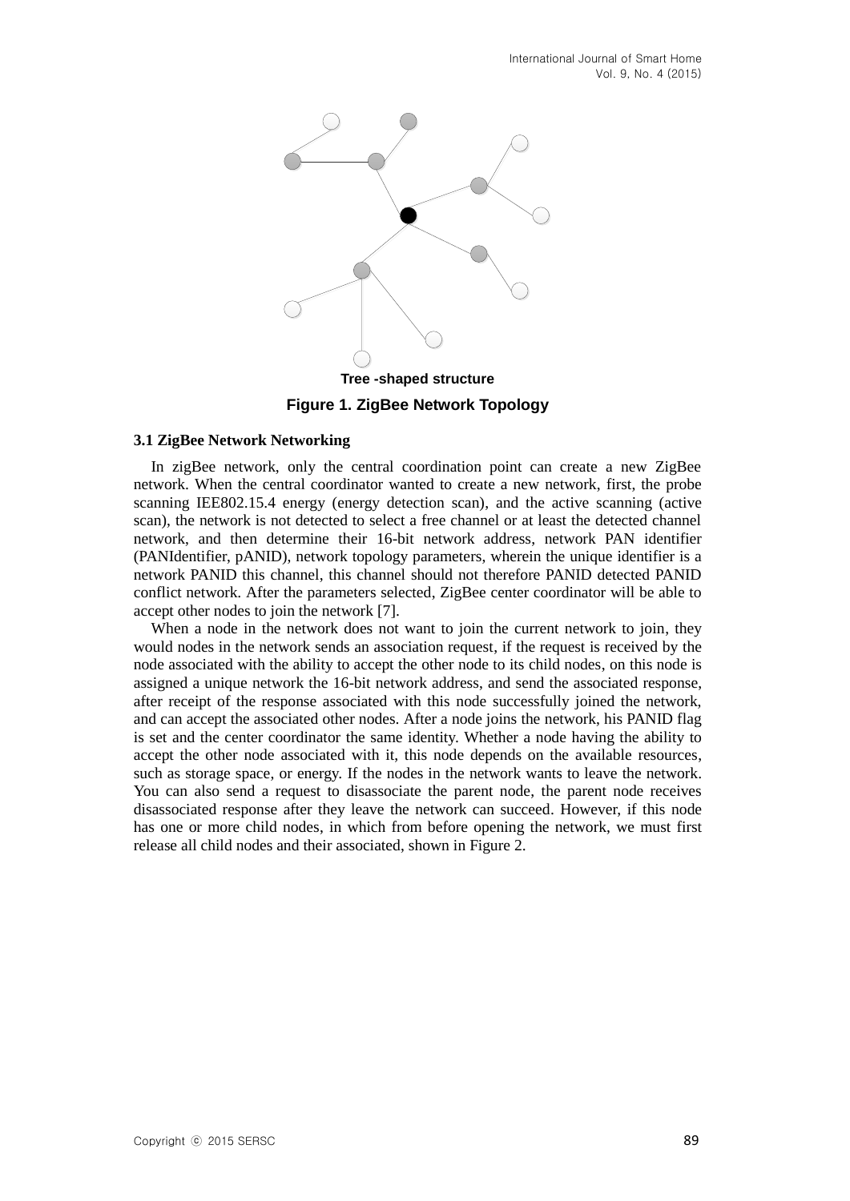Tree -shaped structure

**Figure 1. ZigBee Network Topology**

### 3.1 ZigBee Network Networking

In zigBee network, only the central coordination point can create a new ZigBee network. When the central coordinator wanted to create a new network, first, the probe scanning IEE802.15.4 energy (energy detection scan), and the active scanning (active scan), the network is not detected to select a free channel or at least the detected channel network, and then determine their 16-bit network address, network PAN identifier (PANIdentifier, pANID), network topology parameters, wherein the unique identifier is a network PANID this channel, this channel should not therefore PANID detected PANID conflict network. After the parameters selected, ZigBee center coordinator will be able to accept other nodes to join the network [7].

When a node in the network does not want to join the current network to join, they would nodes in the network sends an association request, if the request is received by the node associated with the ability to accept the other node to its child nodes, on this node is assigned a unique network the 16-bit network address, and send the associated response, after receipt of the response associated with this node successfully joined the network, and can accept the associated other nodes. After a node joins the network, his PANID flag is set and the center coordinator the same identity. Whether a node having the ability to accept the other node associated with it, this node depends on the available resources, such as storage space, or energy. If the nodes in the network wants to leave the network. You can also send a request to disassociate the parent node, the parent node receives disassociated response after they leave the network can succeed. However, if this node has one or more child nodes, in which from before opening the network, we must first release all child nodes and their associated, shown in Figure 2.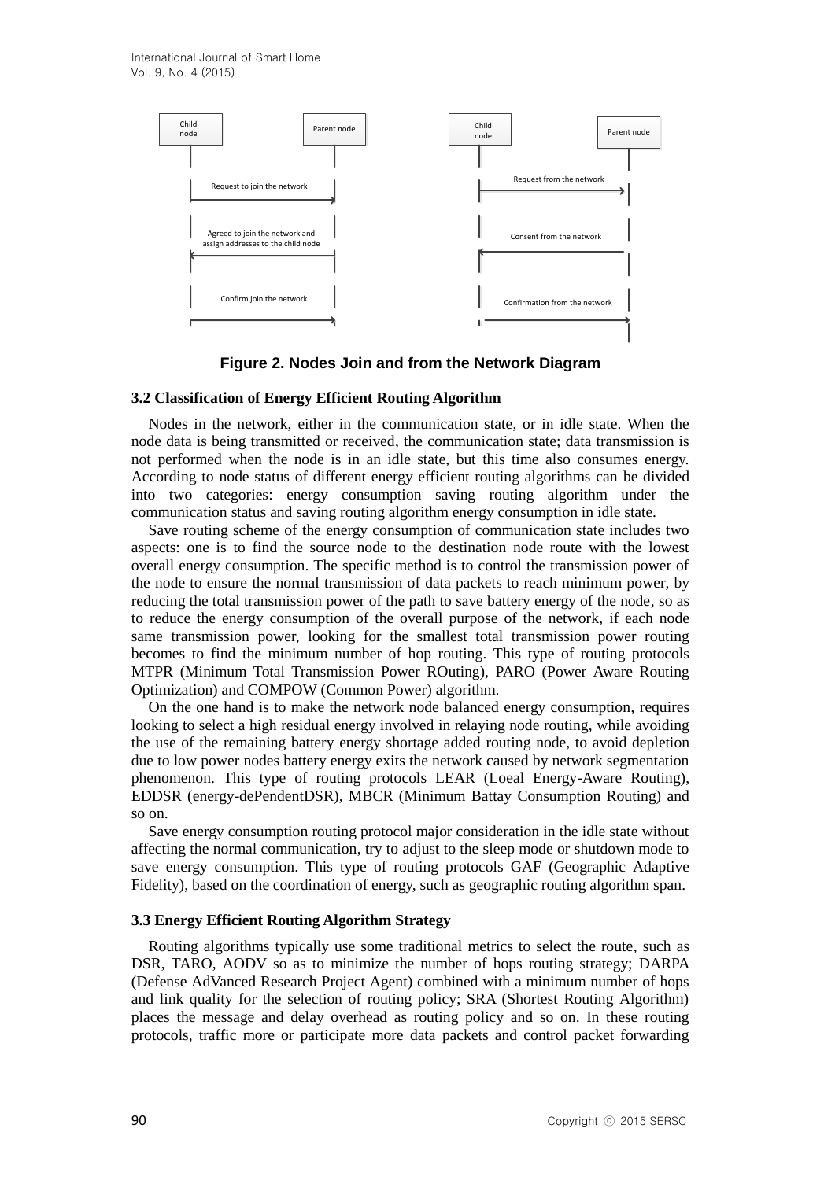**Figure 2. Nodes Join and from the Network Diagram**

### 3.2 Classification of Energy Efficient Routing Algorithm

Nodes in the network, either in the communication state, or in idle state. When the node data is being transmitted or received, the communication state; data transmission is not performed when the node is in an idle state, but this time also consumes energy. According to node status of different energy efficient routing algorithms can be divided into two categories: energy consumption saving routing algorithm under the communication status and saving routing algorithm energy consumption in idle state.

Save routing scheme of the energy consumption of communication state includes two aspects: one is to find the source node to the destination node route with the lowest overall energy consumption. The specific method is to control the transmission power of the node to ensure the normal transmission of data packets to reach minimum power, by reducing the total transmission power of the path to save battery energy of the node, so as to reduce the energy consumption of the overall purpose of the network, if each node same transmission power, looking for the smallest total transmission power routing becomes to find the minimum number of hop routing. This type of routing protocols MTPR (Minimum Total Transmission Power ROuting), PARO (Power Aware Routing Optimization) and COMPOW (Common Power) algorithm.

On the one hand is to make the network node balanced energy consumption, requires looking to select a high residual energy involved in relaying node routing, while avoiding the use of the remaining battery energy shortage added routing node, to avoid depletion due to low power nodes battery energy exits the network caused by network segmentation phenomenon. This type of routing protocols LEAR (Loeal Energy-Aware Routing), EDDSR (energy-dePendentDSR), MBCR (Minimum Battay Consumption Routing) and so on.

Save energy consumption routing protocol major consideration in the idle state without affecting the normal communication, try to adjust to the sleep mode or shutdown mode to save energy consumption. This type of routing protocols GAF (Geographic Adaptive Fidelity), based on the coordination of energy, such as geographic routing algorithm span.

### 3.3 Energy Efficient Routing Algorithm Strategy

Routing algorithms typically use some traditional metrics to select the route, such as DSR, TARO, AODV so as to minimize the number of hops routing strategy; DARPA (Defense AdVanced Research Project Agent) combined with a minimum number of hops and link quality for the selection of routing policy; SRA (Shortest Routing Algorithm) places the message and delay overhead as routing policy and so on. In these routing protocols, traffic more or participate more data packets and control packet forwarding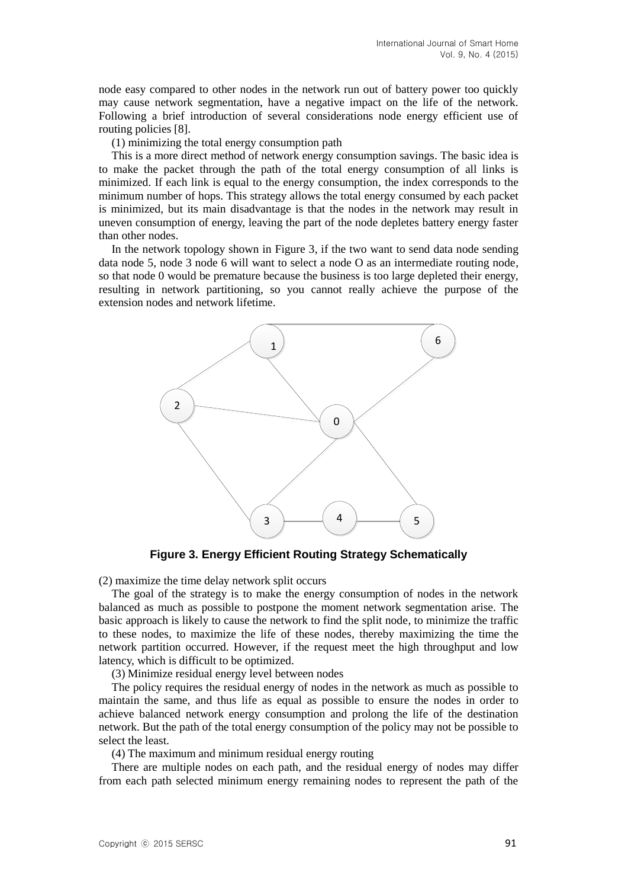node easy compared to other nodes in the network run out of battery power too quickly may cause network segmentation, have a negative impact on the life of the network. Following a brief introduction of several considerations node energy efficient use of routing policies [8].

(1) minimizing the total energy consumption path

This is a more direct method of network energy consumption savings. The basic idea is to make the packet through the path of the total energy consumption of all links is minimized. If each link is equal to the energy consumption, the index corresponds to the minimum number of hops. This strategy allows the total energy consumed by each packet is minimized, but its main disadvantage is that the nodes in the network may result in uneven consumption of energy, leaving the part of the node depletes battery energy faster than other nodes.

In the network topology shown in Figure 3, if the two want to send data node sending data node 5, node 3 node 6 will want to select a node O as an intermediate routing node, so that node 0 would be premature because the business is too large depleted their energy, resulting in network partitioning, so you cannot really achieve the purpose of the extension nodes and network lifetime.

**Figure 3. Energy Efficient Routing Strategy Schematically**

(2) maximize the time delay network split occurs

The goal of the strategy is to make the energy consumption of nodes in the network balanced as much as possible to postpone the moment network segmentation arise. The basic approach is likely to cause the network to find the split node, to minimize the traffic to these nodes, to maximize the life of these nodes, thereby maximizing the time the network partition occurred. However, if the request meet the high throughput and low latency, which is difficult to be optimized.

(3) Minimize residual energy level between nodes

The policy requires the residual energy of nodes in the network as much as possible to maintain the same, and thus life as equal as possible to ensure the nodes in order to achieve balanced network energy consumption and prolong the life of the destination network. But the path of the total energy consumption of the policy may not be possible to select the least.

(4) The maximum and minimum residual energy routing

There are multiple nodes on each path, and the residual energy of nodes may differ from each path selected minimum energy remaining nodes to represent the path of the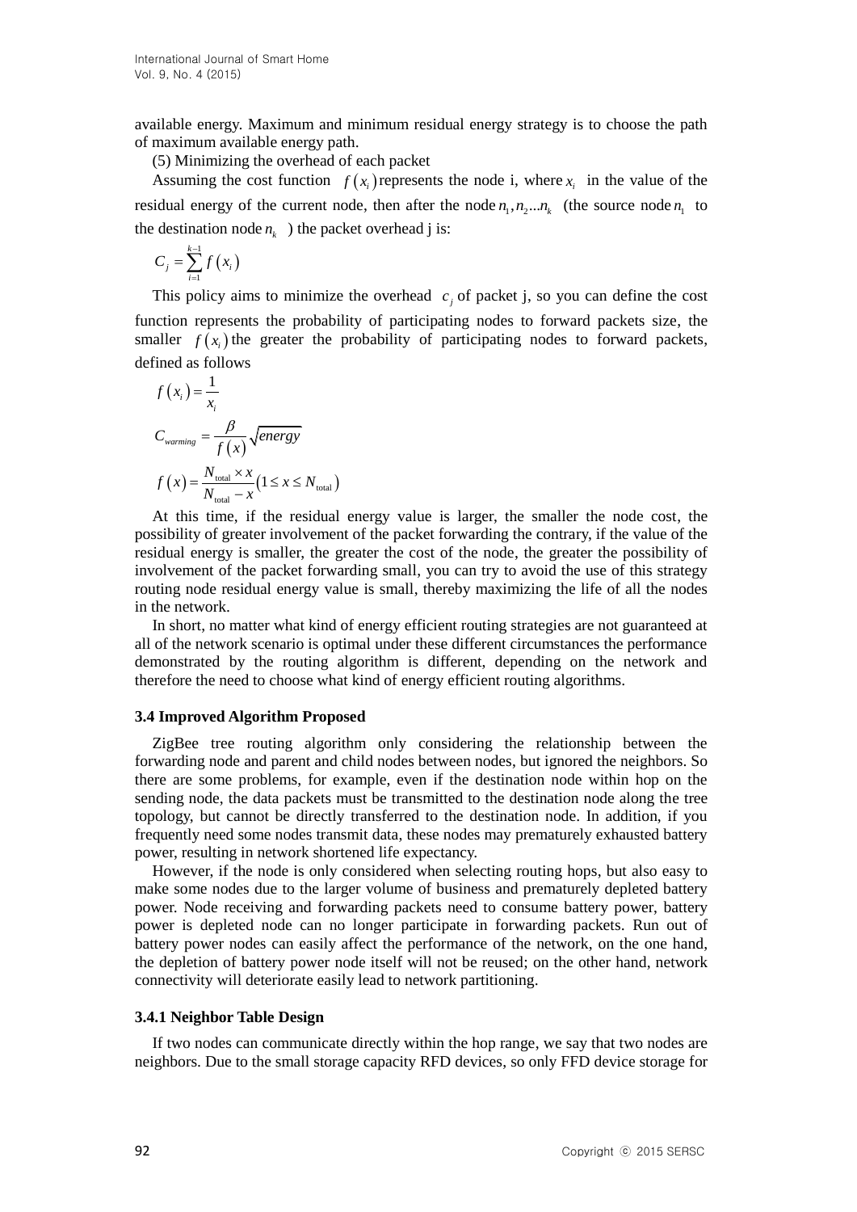available energy. Maximum and minimum residual energy strategy is to choose the path of maximum available energy path.

(5) Minimizing the overhead of each packet

Assuming the cost function $f(x_i)$ represents the node i, where $x_i$ in the value of the residual energy of the current node, then after the node $n_1, n_2 ... n_k$ (the source node $n_1$ to the destination node $n_k$ ) the packet overhead j is:

$$C_j = \sum_{i=1}^{k-1} f(x_i)$$

This policy aims to minimize the overhead $c_j$ of packet j, so you can define the cost function represents the probability of participating nodes to forward packets size, the smaller $f(x_i)$ the greater the probability of participating nodes to forward packets, defined as follows

$$f(x_i) = \frac{1}{x_i}$$

$$C_{warming} = \frac{\beta}{f(x)} \sqrt{energy}$$

$$f(x) = \frac{N_{\text{total}} \times x}{N_{\text{total}} - x} \left(1 \le x \le N_{\text{total}}\right)$$

At this time, if the residual energy value is larger, the smaller the node cost, the possibility of greater involvement of the packet forwarding the contrary, if the value of the residual energy is smaller, the greater the cost of the node, the greater the possibility of involvement of the packet forwarding small, you can try to avoid the use of this strategy routing node residual energy value is small, thereby maximizing the life of all the nodes in the network.

In short, no matter what kind of energy efficient routing strategies are not guaranteed at all of the network scenario is optimal under these different circumstances the performance demonstrated by the routing algorithm is different, depending on the network and therefore the need to choose what kind of energy efficient routing algorithms.

### 3.4 Improved Algorithm Proposed

ZigBee tree routing algorithm only considering the relationship between the forwarding node and parent and child nodes between nodes, but ignored the neighbors. So there are some problems, for example, even if the destination node within hop on the sending node, the data packets must be transmitted to the destination node along the tree topology, but cannot be directly transferred to the destination node. In addition, if you frequently need some nodes transmit data, these nodes may prematurely exhausted battery power, resulting in network shortened life expectancy.

However, if the node is only considered when selecting routing hops, but also easy to make some nodes due to the larger volume of business and prematurely depleted battery power. Node receiving and forwarding packets need to consume battery power, battery power is depleted node can no longer participate in forwarding packets. Run out of battery power nodes can easily affect the performance of the network, on the one hand, the depletion of battery power node itself will not be reused; on the other hand, network connectivity will deteriorate easily lead to network partitioning.

#### 3.4.1 Neighbor Table Design

If two nodes can communicate directly within the hop range, we say that two nodes are neighbors. Due to the small storage capacity RFD devices, so only FFD device storage for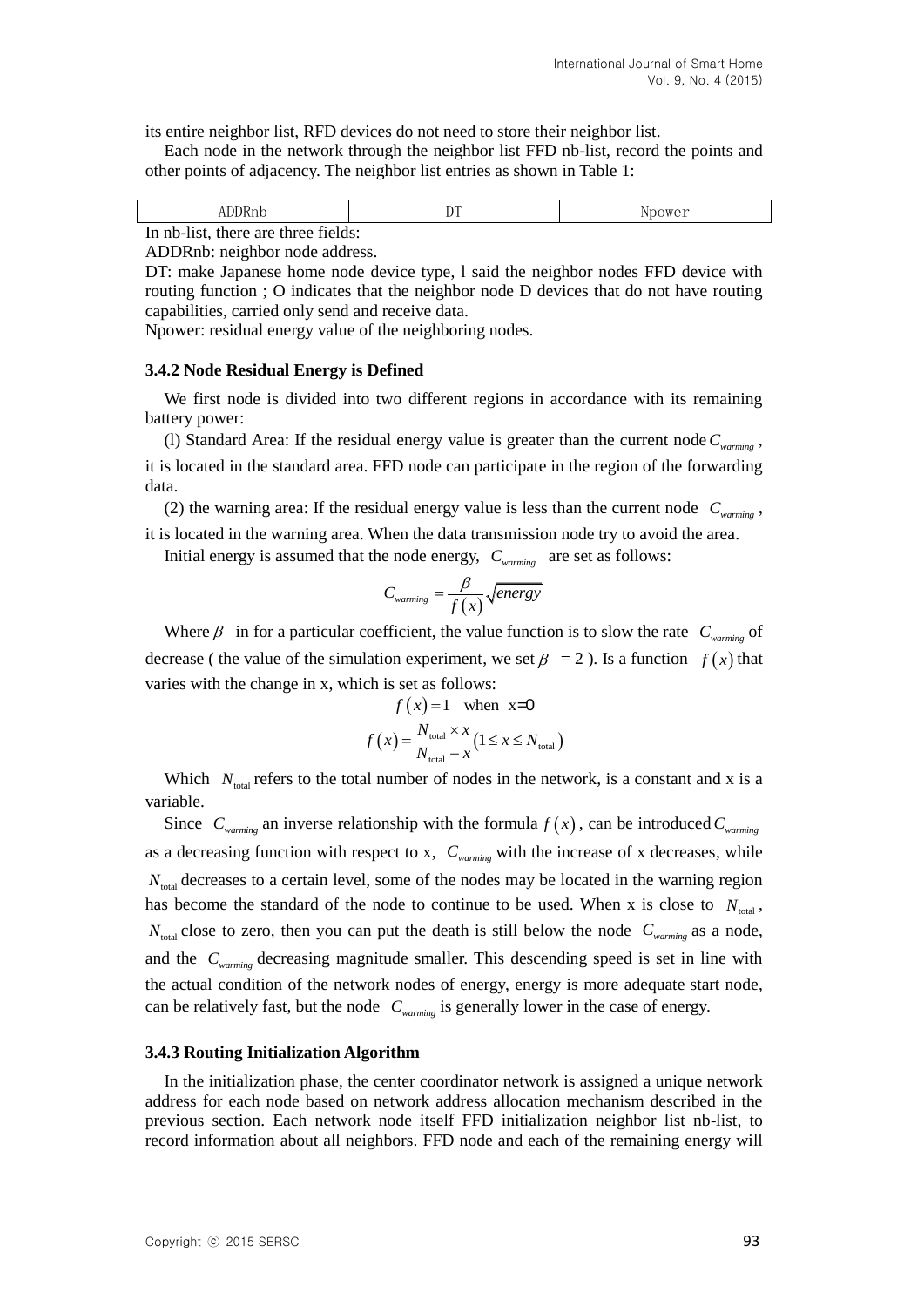its entire neighbor list, RFD devices do not need to store their neighbor list.

Each node in the network through the neighbor list FFD nb-list, record the points and other points of adjacency. The neighbor list entries as shown in Table 1:

| ADDRnb | DT | Npower |
|---|---|---|

In nb-list, there are three fields:

ADDRnb: neighbor node address.

DT: make Japanese home node device type, l said the neighbor nodes FFD device with routing function ; O indicates that the neighbor node D devices that do not have routing capabilities, carried only send and receive data.

Npower: residual energy value of the neighboring nodes.

### 3.4.2 Node Residual Energy is Defined

We first node is divided into two different regions in accordance with its remaining battery power:

(l) Standard Area: If the residual energy value is greater than the current node $C_{warming}$, it is located in the standard area. FFD node can participate in the region of the forwarding data.

(2) the warning area: If the residual energy value is less than the current node $C_{warming}$, it is located in the warning area. When the data transmission node try to avoid the area.

Initial energy is assumed that the node energy, $C_{warming}$ are set as follows:

$$C_{warming} = \frac{\beta}{f(x)}\sqrt{energy}$$

Where $\beta$ in for a particular coefficient, the value function is to slow the rate $C_{warming}$ of decrease ( the value of the simulation experiment, we set $\beta$ = 2 ). Is a function $f(x)$ that varies with the change in x, which is set as follows:

$$f(x) = 1 \quad \text{when} \quad x=0$$

$$f(x) = \frac{N_{\text{total}} \times x}{N_{\text{total}} - x}\left(1 \le x \le N_{\text{total}}\right)$$

Which $N_{\text{total}}$ refers to the total number of nodes in the network, is a constant and x is a variable.

Since $C_{warming}$ an inverse relationship with the formula $f(x)$, can be introduced $C_{warming}$ as a decreasing function with respect to x, $C_{warming}$ with the increase of x decreases, while $N_{\text{total}}$ decreases to a certain level, some of the nodes may be located in the warning region has become the standard of the node to continue to be used. When x is close to $N_{\text{total}}$, $N_{\text{total}}$ close to zero, then you can put the death is still below the node $C_{warming}$ as a node, and the $C_{warming}$ decreasing magnitude smaller. This descending speed is set in line with the actual condition of the network nodes of energy, energy is more adequate start node, can be relatively fast, but the node $C_{warming}$ is generally lower in the case of energy.

### 3.4.3 Routing Initialization Algorithm

In the initialization phase, the center coordinator network is assigned a unique network address for each node based on network address allocation mechanism described in the previous section. Each network node itself FFD initialization neighbor list nb-list, to record information about all neighbors. FFD node and each of the remaining energy will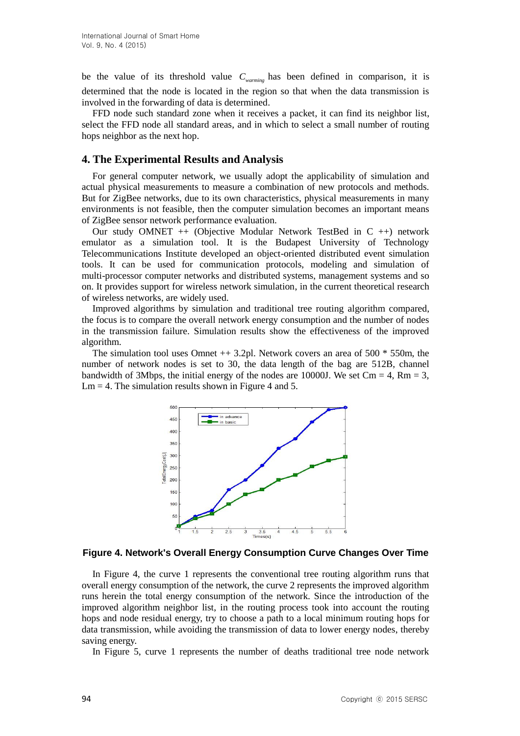be the value of its threshold value $C_{warming}$ has been defined in comparison, it is determined that the node is located in the region so that when the data transmission is involved in the forwarding of data is determined.

FFD node such standard zone when it receives a packet, it can find its neighbor list, select the FFD node all standard areas, and in which to select a small number of routing hops neighbor as the next hop.

## 4. The Experimental Results and Analysis

For general computer network, we usually adopt the applicability of simulation and actual physical measurements to measure a combination of new protocols and methods. But for ZigBee networks, due to its own characteristics, physical measurements in many environments is not feasible, then the computer simulation becomes an important means of ZigBee sensor network performance evaluation.

Our study OMNET ++ (Objective Modular Network TestBed in C ++) network emulator as a simulation tool. It is the Budapest University of Technology Telecommunications Institute developed an object-oriented distributed event simulation tools. It can be used for communication protocols, modeling and simulation of multi-processor computer networks and distributed systems, management systems and so on. It provides support for wireless network simulation, in the current theoretical research of wireless networks, are widely used.

Improved algorithms by simulation and traditional tree routing algorithm compared, the focus is to compare the overall network energy consumption and the number of nodes in the transmission failure. Simulation results show the effectiveness of the improved algorithm.

The simulation tool uses Omnet ++ 3.2pl. Network covers an area of 500 * 550m, the number of network nodes is set to 30, the data length of the bag are 512B, channel bandwidth of 3Mbps, the initial energy of the nodes are 10000J. We set Cm = 4, Rm = 3, Lm = 4. The simulation results shown in Figure 4 and 5.

**Figure 4. Network's Overall Energy Consumption Curve Changes Over Time**

In Figure 4, the curve 1 represents the conventional tree routing algorithm runs that overall energy consumption of the network, the curve 2 represents the improved algorithm runs herein the total energy consumption of the network. Since the introduction of the improved algorithm neighbor list, in the routing process took into account the routing hops and node residual energy, try to choose a path to a local minimum routing hops for data transmission, while avoiding the transmission of data to lower energy nodes, thereby saving energy.

In Figure 5, curve 1 represents the number of deaths traditional tree node network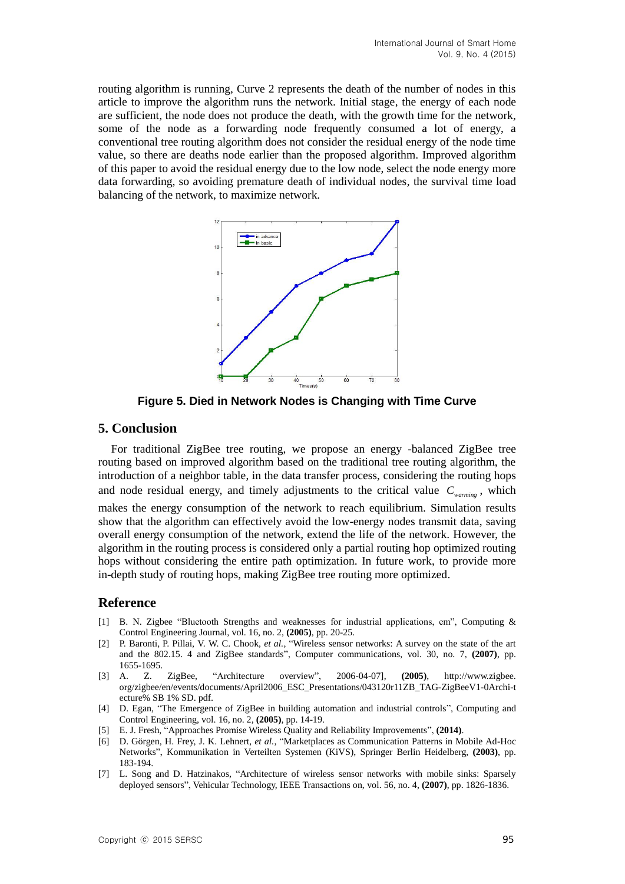routing algorithm is running, Curve 2 represents the death of the number of nodes in this article to improve the algorithm runs the network. Initial stage, the energy of each node are sufficient, the node does not produce the death, with the growth time for the network, some of the node as a forwarding node frequently consumed a lot of energy, a conventional tree routing algorithm does not consider the residual energy of the node time value, so there are deaths node earlier than the proposed algorithm. Improved algorithm of this paper to avoid the residual energy due to the low node, select the node energy more data forwarding, so avoiding premature death of individual nodes, the survival time load balancing of the network, to maximize network.

**Figure 5. Died in Network Nodes is Changing with Time Curve**

## 5. Conclusion

For traditional ZigBee tree routing, we propose an energy -balanced ZigBee tree routing based on improved algorithm based on the traditional tree routing algorithm, the introduction of a neighbor table, in the data transfer process, considering the routing hops and node residual energy, and timely adjustments to the critical value $C_{warming}$, which makes the energy consumption of the network to reach equilibrium. Simulation results show that the algorithm can effectively avoid the low-energy nodes transmit data, saving overall energy consumption of the network, extend the life of the network. However, the algorithm in the routing process is considered only a partial routing hop optimized routing hops without considering the entire path optimization. In future work, to provide more in-depth study of routing hops, making ZigBee tree routing more optimized.

## Reference

[1] B. N. Zigbee "Bluetooth Strengths and weaknesses for industrial applications, em", Computing & Control Engineering Journal, vol. 16, no. 2, **(2005)**, pp. 20-25.

[2] P. Baronti, P. Pillai, V. W. C. Chook, *et al.*, "Wireless sensor networks: A survey on the state of the art and the 802.15. 4 and ZigBee standards", Computer communications, vol. 30, no. 7, **(2007)**, pp. 1655-1695.

[3] A. Z. ZigBee, "Architecture overview", 2006-04-07], **(2005)**, http://www.zigbee.org/zigbee/en/events/documents/April2006_ESC_Presentations/043120r11ZB_TAG-ZigBeeV1-0Archi-tecture% SB 1% SD. pdf.

[4] D. Egan, "The Emergence of ZigBee in building automation and industrial controls", Computing and Control Engineering, vol. 16, no. 2, **(2005)**, pp. 14-19.

[5] E. J. Fresh, "Approaches Promise Wireless Quality and Reliability Improvements", **(2014)**.

[6] D. Görgen, H. Frey, J. K. Lehnert, *et al.*, "Marketplaces as Communication Patterns in Mobile Ad-Hoc Networks", Kommunikation in Verteilten Systemen (KiVS), Springer Berlin Heidelberg, **(2003)**, pp. 183-194.

[7] L. Song and D. Hatzinakos, "Architecture of wireless sensor networks with mobile sinks: Sparsely deployed sensors", Vehicular Technology, IEEE Transactions on, vol. 56, no. 4, **(2007)**, pp. 1826-1836.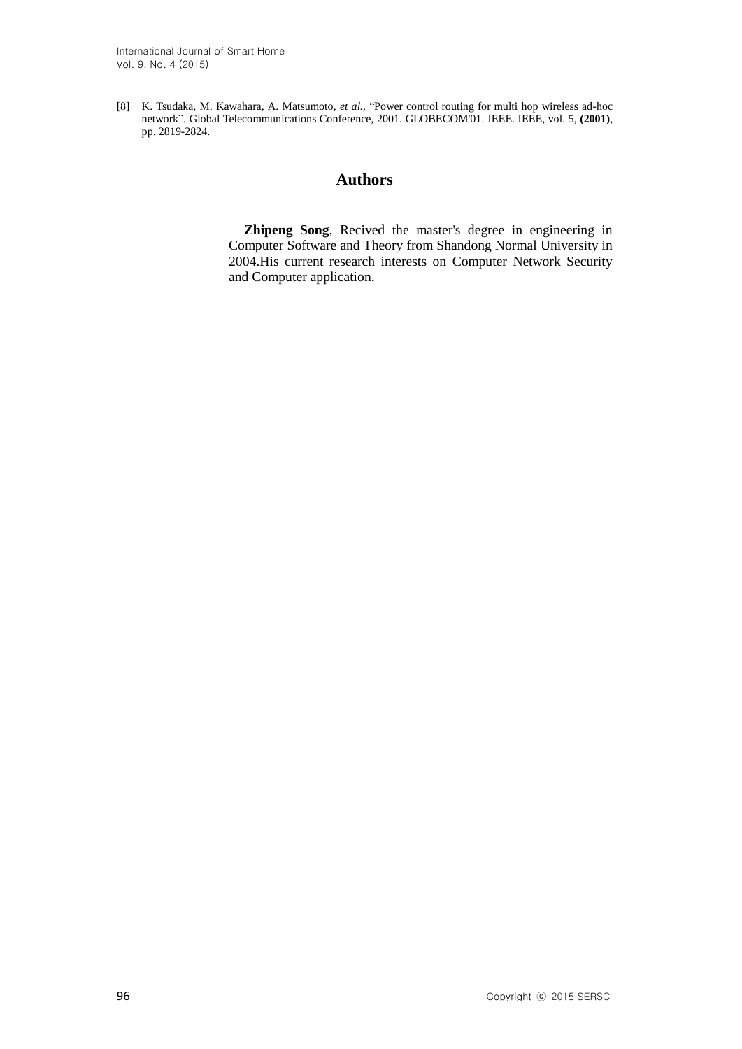[8] K. Tsudaka, M. Kawahara, A. Matsumoto, *et al.*, "Power control routing for multi hop wireless ad-hoc network", Global Telecommunications Conference, 2001. GLOBECOM'01. IEEE. IEEE, vol. 5, **(2001)**, pp. 2819-2824.

## Authors

**Zhipeng Song**, Recived the master's degree in engineering in Computer Software and Theory from Shandong Normal University in 2004.His current research interests on Computer Network Security and Computer application.